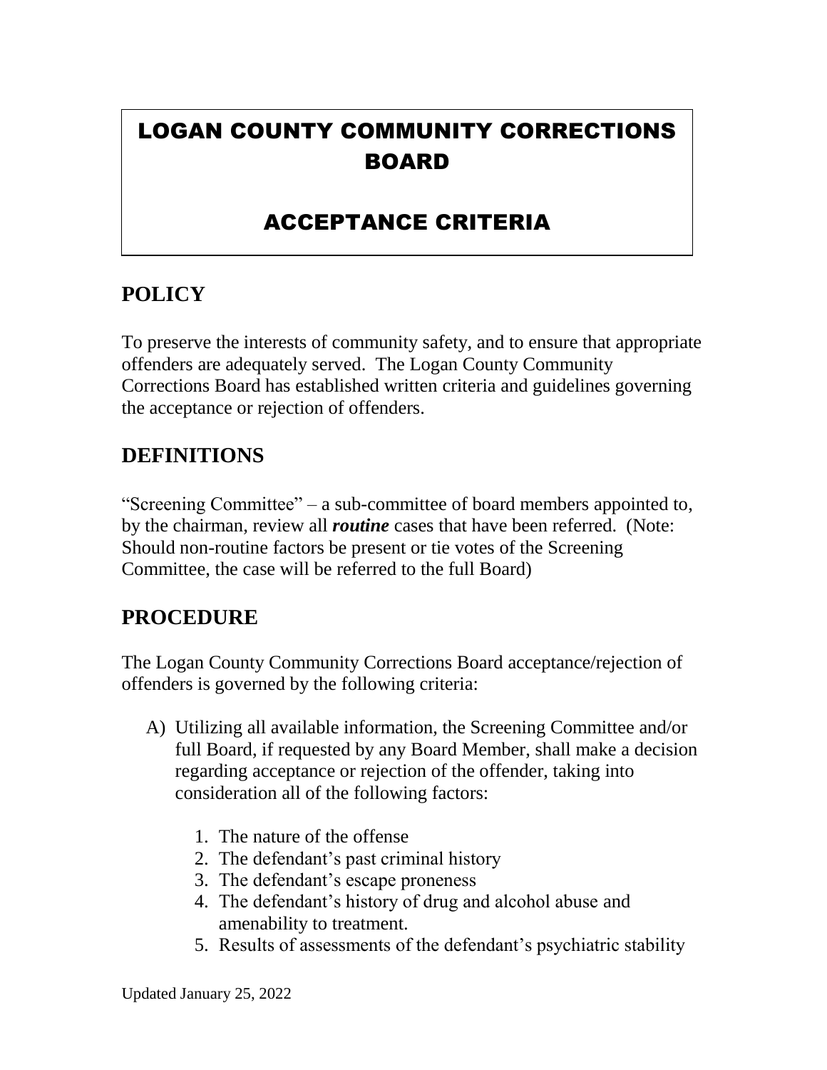# LOGAN COUNTY COMMUNITY CORRECTIONS BOARD

# ACCEPTANCE CRITERIA

## POLICY

To preserve the interests of community safety, and to ensure that appropriate offenders are adequately served. The Logan County Community Corrections Board has established written criteria and guidelines governing the acceptance or rejection of offenders.

## DEFINITIONS

"Screening Committee" – a sub-committee of board members appointed to, by the chairman, review all ***routine*** cases that have been referred. (Note: Should non-routine factors be present or tie votes of the Screening Committee, the case will be referred to the full Board)

## PROCEDURE

The Logan County Community Corrections Board acceptance/rejection of offenders is governed by the following criteria:

A) Utilizing all available information, the Screening Committee and/or full Board, if requested by any Board Member, shall make a decision regarding acceptance or rejection of the offender, taking into consideration all of the following factors:

   1. The nature of the offense
   2. The defendant's past criminal history
   3. The defendant's escape proneness
   4. The defendant's history of drug and alcohol abuse and amenability to treatment.
   5. Results of assessments of the defendant's psychiatric stability

Updated January 25, 2022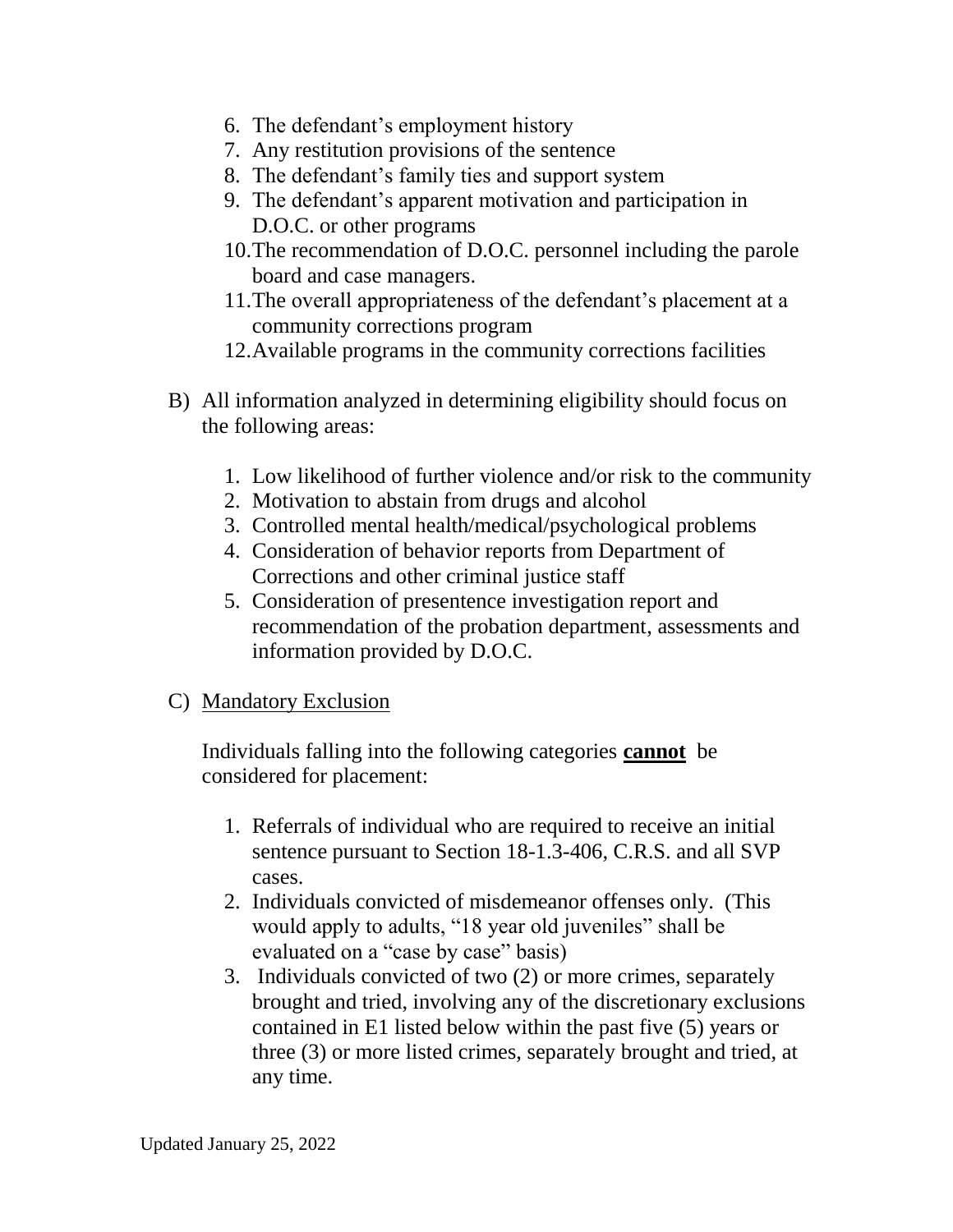6. The defendant's employment history
7. Any restitution provisions of the sentence
8. The defendant's family ties and support system
9. The defendant's apparent motivation and participation in D.O.C. or other programs
10. The recommendation of D.O.C. personnel including the parole board and case managers.
11. The overall appropriateness of the defendant's placement at a community corrections program
12. Available programs in the community corrections facilities

B) All information analyzed in determining eligibility should focus on the following areas:

1. Low likelihood of further violence and/or risk to the community
2. Motivation to abstain from drugs and alcohol
3. Controlled mental health/medical/psychological problems
4. Consideration of behavior reports from Department of Corrections and other criminal justice staff
5. Consideration of presentence investigation report and recommendation of the probation department, assessments and information provided by D.O.C.

C) Mandatory Exclusion

Individuals falling into the following categories **cannot** be considered for placement:

1. Referrals of individual who are required to receive an initial sentence pursuant to Section 18-1.3-406, C.R.S. and all SVP cases.
2. Individuals convicted of misdemeanor offenses only. (This would apply to adults, "18 year old juveniles" shall be evaluated on a "case by case" basis)
3. Individuals convicted of two (2) or more crimes, separately brought and tried, involving any of the discretionary exclusions contained in E1 listed below within the past five (5) years or three (3) or more listed crimes, separately brought and tried, at any time.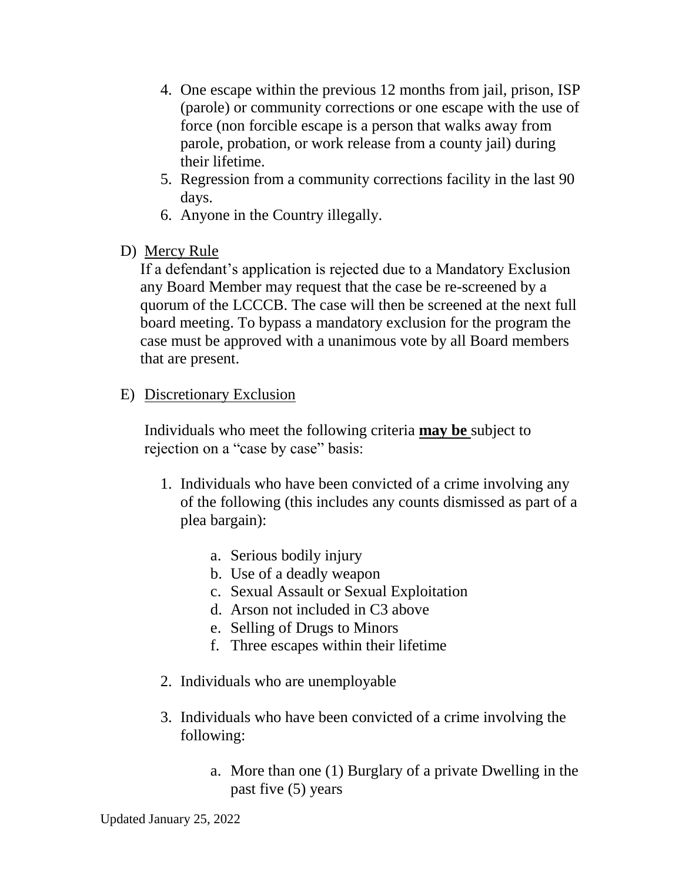4. One escape within the previous 12 months from jail, prison, ISP (parole) or community corrections or one escape with the use of force (non forcible escape is a person that walks away from parole, probation, or work release from a county jail) during their lifetime.
5. Regression from a community corrections facility in the last 90 days.
6. Anyone in the Country illegally.

D) Mercy Rule

If a defendant's application is rejected due to a Mandatory Exclusion any Board Member may request that the case be re-screened by a quorum of the LCCCB. The case will then be screened at the next full board meeting. To bypass a mandatory exclusion for the program the case must be approved with a unanimous vote by all Board members that are present.

E) Discretionary Exclusion

Individuals who meet the following criteria **may be** subject to rejection on a "case by case" basis:

1. Individuals who have been convicted of a crime involving any of the following (this includes any counts dismissed as part of a plea bargain):

    a. Serious bodily injury
    b. Use of a deadly weapon
    c. Sexual Assault or Sexual Exploitation
    d. Arson not included in C3 above
    e. Selling of Drugs to Minors
    f. Three escapes within their lifetime

2. Individuals who are unemployable

3. Individuals who have been convicted of a crime involving the following:

    a. More than one (1) Burglary of a private Dwelling in the past five (5) years

Updated January 25, 2022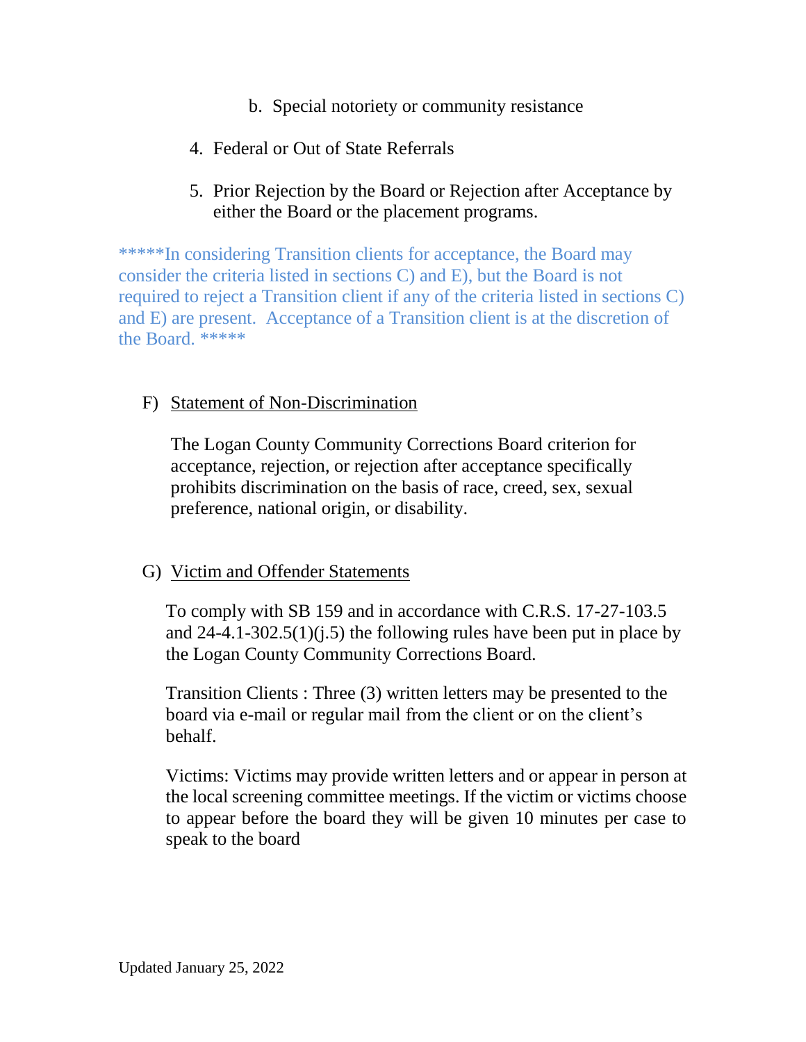b. Special notoriety or community resistance

4. Federal or Out of State Referrals

5. Prior Rejection by the Board or Rejection after Acceptance by either the Board or the placement programs.

*****In considering Transition clients for acceptance, the Board may consider the criteria listed in sections C) and E), but the Board is not required to reject a Transition client if any of the criteria listed in sections C) and E) are present. Acceptance of a Transition client is at the discretion of the Board. *****

F) Statement of Non-Discrimination

The Logan County Community Corrections Board criterion for acceptance, rejection, or rejection after acceptance specifically prohibits discrimination on the basis of race, creed, sex, sexual preference, national origin, or disability.

G) Victim and Offender Statements

To comply with SB 159 and in accordance with C.R.S. 17-27-103.5 and 24-4.1-302.5(1)(j.5) the following rules have been put in place by the Logan County Community Corrections Board.

Transition Clients : Three (3) written letters may be presented to the board via e-mail or regular mail from the client or on the client's behalf.

Victims: Victims may provide written letters and or appear in person at the local screening committee meetings. If the victim or victims choose to appear before the board they will be given 10 minutes per case to speak to the board

Updated January 25, 2022